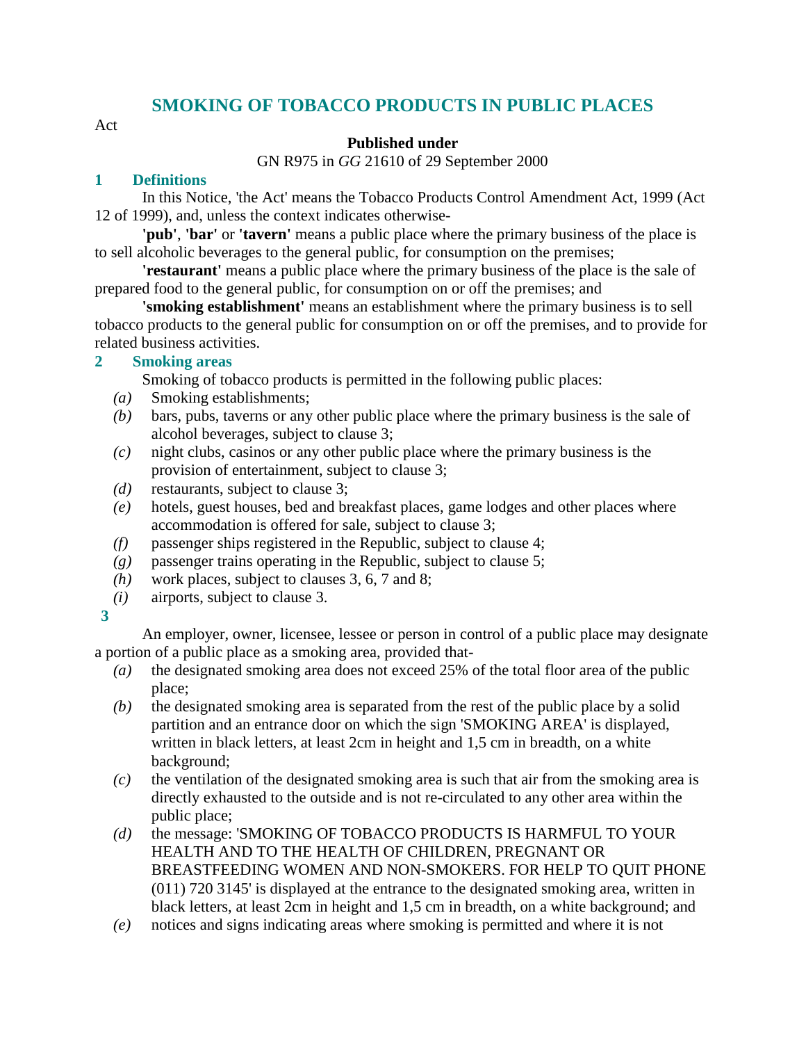# SMOKING OF TOBACCO PRODUCTS IN PUBLIC PLACES

Act

**Published under**

GN R975 in *GG* 21610 of 29 September 2000

## 1 Definitions

In this Notice, 'the Act' means the Tobacco Products Control Amendment Act, 1999 (Act 12 of 1999), and, unless the context indicates otherwise-

**'pub'**, **'bar'** or **'tavern'** means a public place where the primary business of the place is to sell alcoholic beverages to the general public, for consumption on the premises;

**'restaurant'** means a public place where the primary business of the place is the sale of prepared food to the general public, for consumption on or off the premises; and

**'smoking establishment'** means an establishment where the primary business is to sell tobacco products to the general public for consumption on or off the premises, and to provide for related business activities.

## 2 Smoking areas

Smoking of tobacco products is permitted in the following public places:

*(a)* Smoking establishments;

*(b)* bars, pubs, taverns or any other public place where the primary business is the sale of alcohol beverages, subject to clause 3;

*(c)* night clubs, casinos or any other public place where the primary business is the provision of entertainment, subject to clause 3;

*(d)* restaurants, subject to clause 3;

*(e)* hotels, guest houses, bed and breakfast places, game lodges and other places where accommodation is offered for sale, subject to clause 3;

*(f)* passenger ships registered in the Republic, subject to clause 4;

*(g)* passenger trains operating in the Republic, subject to clause 5;

*(h)* work places, subject to clauses 3, 6, 7 and 8;

*(i)* airports, subject to clause 3.

## 3

An employer, owner, licensee, lessee or person in control of a public place may designate a portion of a public place as a smoking area, provided that-

*(a)* the designated smoking area does not exceed 25% of the total floor area of the public place;

*(b)* the designated smoking area is separated from the rest of the public place by a solid partition and an entrance door on which the sign 'SMOKING AREA' is displayed, written in black letters, at least 2cm in height and 1,5 cm in breadth, on a white background;

*(c)* the ventilation of the designated smoking area is such that air from the smoking area is directly exhausted to the outside and is not re-circulated to any other area within the public place;

*(d)* the message: 'SMOKING OF TOBACCO PRODUCTS IS HARMFUL TO YOUR HEALTH AND TO THE HEALTH OF CHILDREN, PREGNANT OR BREASTFEEDING WOMEN AND NON-SMOKERS. FOR HELP TO QUIT PHONE (011) 720 3145' is displayed at the entrance to the designated smoking area, written in black letters, at least 2cm in height and 1,5 cm in breadth, on a white background; and

*(e)* notices and signs indicating areas where smoking is permitted and where it is not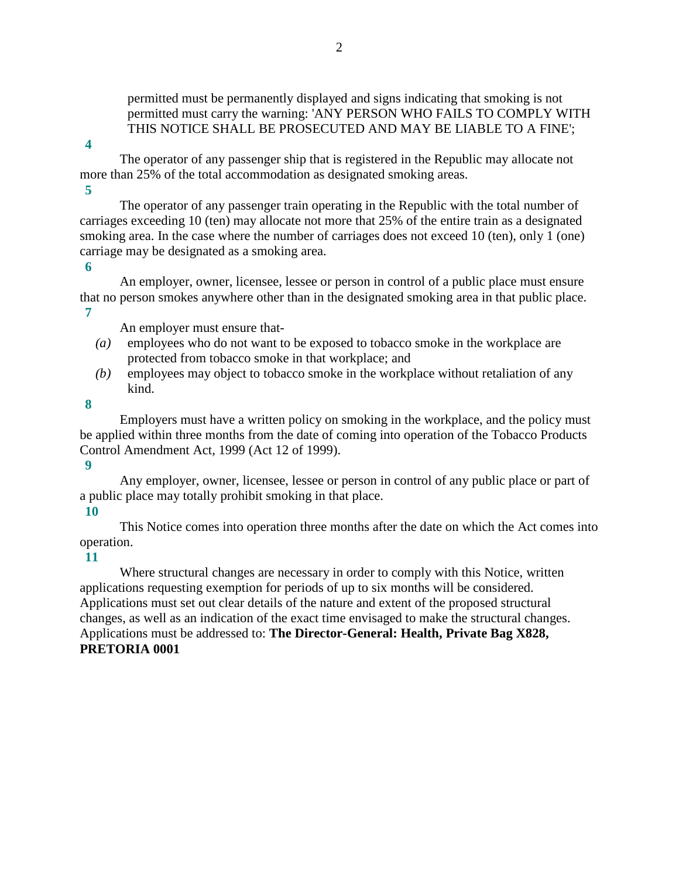permitted must be permanently displayed and signs indicating that smoking is not permitted must carry the warning: 'ANY PERSON WHO FAILS TO COMPLY WITH THIS NOTICE SHALL BE PROSECUTED AND MAY BE LIABLE TO A FINE';

**4**

The operator of any passenger ship that is registered in the Republic may allocate not more than 25% of the total accommodation as designated smoking areas.

**5**

The operator of any passenger train operating in the Republic with the total number of carriages exceeding 10 (ten) may allocate not more that 25% of the entire train as a designated smoking area. In the case where the number of carriages does not exceed 10 (ten), only 1 (one) carriage may be designated as a smoking area.

**6**

An employer, owner, licensee, lessee or person in control of a public place must ensure that no person smokes anywhere other than in the designated smoking area in that public place.

**7**

An employer must ensure that-

*(a)* employees who do not want to be exposed to tobacco smoke in the workplace are protected from tobacco smoke in that workplace; and

*(b)* employees may object to tobacco smoke in the workplace without retaliation of any kind.

**8**

Employers must have a written policy on smoking in the workplace, and the policy must be applied within three months from the date of coming into operation of the Tobacco Products Control Amendment Act, 1999 (Act 12 of 1999).

**9**

Any employer, owner, licensee, lessee or person in control of any public place or part of a public place may totally prohibit smoking in that place.

**10**

This Notice comes into operation three months after the date on which the Act comes into operation.

**11**

Where structural changes are necessary in order to comply with this Notice, written applications requesting exemption for periods of up to six months will be considered. Applications must set out clear details of the nature and extent of the proposed structural changes, as well as an indication of the exact time envisaged to make the structural changes. Applications must be addressed to: **The Director-General: Health, Private Bag X828, PRETORIA 0001**